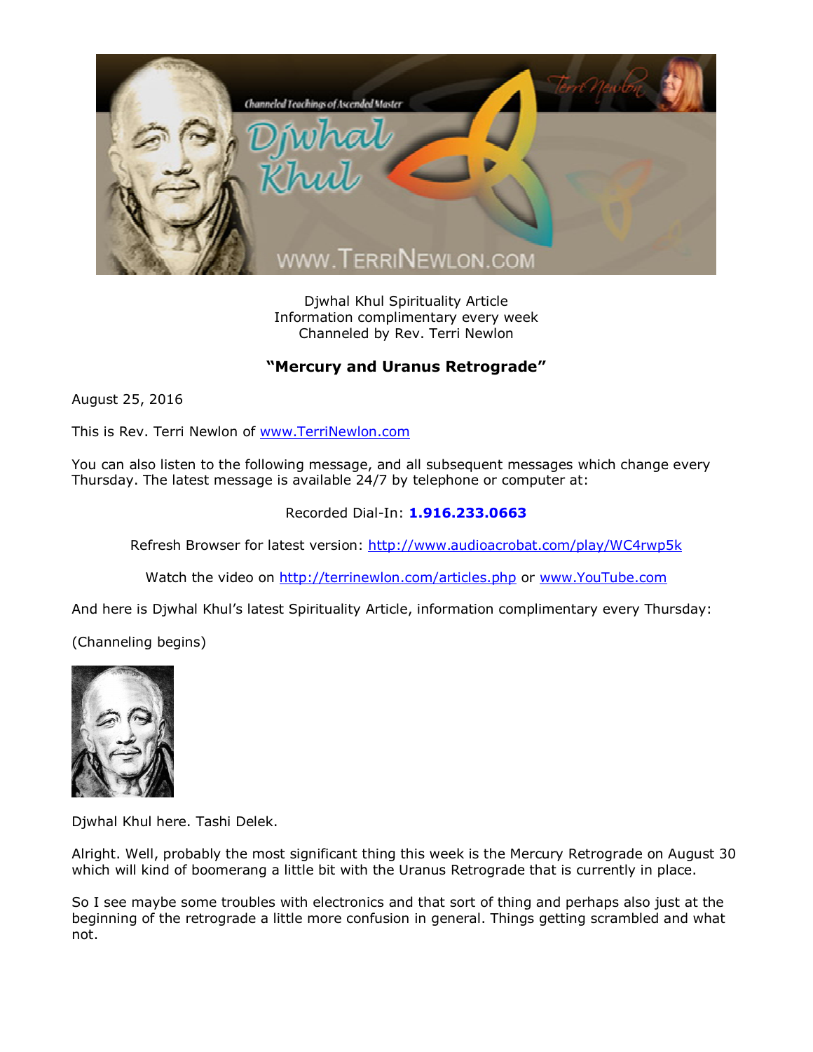Djwhal Khul Spirituality Article
Information complimentary every week
Channeled by Rev. Terri Newlon

## "Mercury and Uranus Retrograde"

August 25, 2016

This is Rev. Terri Newlon of www.TerriNewlon.com

You can also listen to the following message, and all subsequent messages which change every Thursday. The latest message is available 24/7 by telephone or computer at:

Recorded Dial-In: **1.916.233.0663**

Refresh Browser for latest version: http://www.audioacrobat.com/play/WC4rwp5k

Watch the video on http://terrinewlon.com/articles.php or www.YouTube.com

And here is Djwhal Khul's latest Spirituality Article, information complimentary every Thursday:

(Channeling begins)

Djwhal Khul here. Tashi Delek.

Alright. Well, probably the most significant thing this week is the Mercury Retrograde on August 30 which will kind of boomerang a little bit with the Uranus Retrograde that is currently in place.

So I see maybe some troubles with electronics and that sort of thing and perhaps also just at the beginning of the retrograde a little more confusion in general. Things getting scrambled and what not.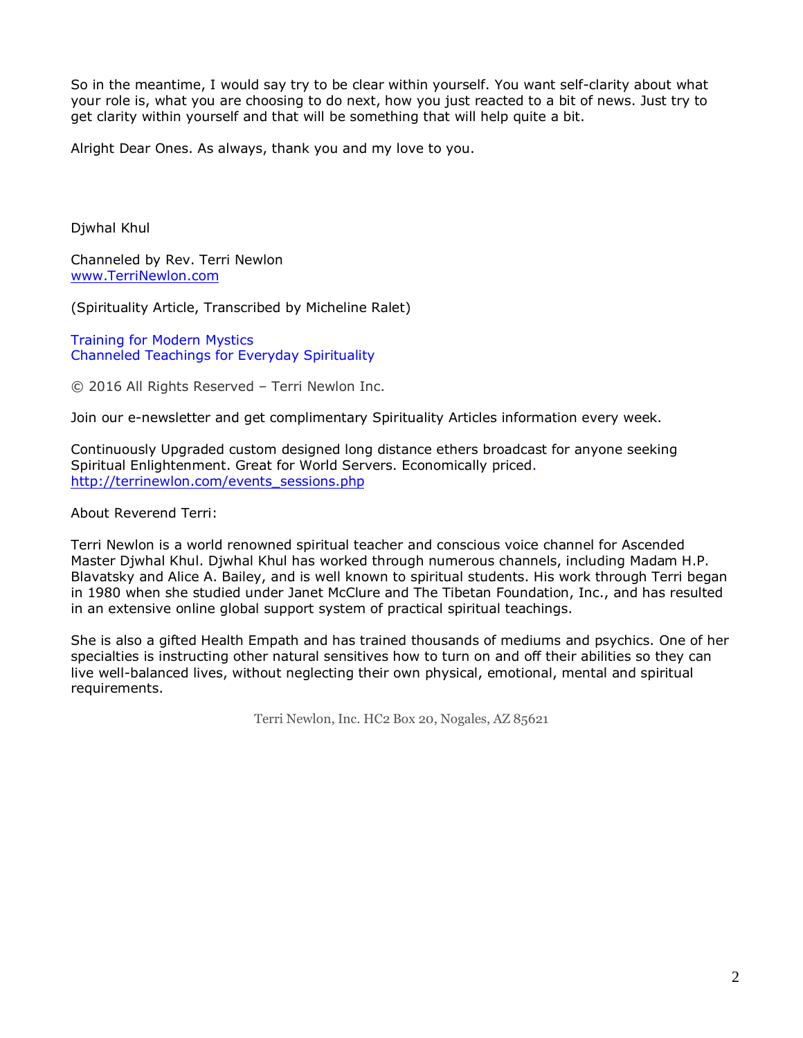So in the meantime, I would say try to be clear within yourself. You want self-clarity about what your role is, what you are choosing to do next, how you just reacted to a bit of news. Just try to get clarity within yourself and that will be something that will help quite a bit.

Alright Dear Ones. As always, thank you and my love to you.

Djwhal Khul

Channeled by Rev. Terri Newlon
www.TerriNewlon.com

(Spirituality Article, Transcribed by Micheline Ralet)

Training for Modern Mystics
Channeled Teachings for Everyday Spirituality

© 2016 All Rights Reserved – Terri Newlon Inc.

Join our e-newsletter and get complimentary Spirituality Articles information every week.

Continuously Upgraded custom designed long distance ethers broadcast for anyone seeking Spiritual Enlightenment. Great for World Servers. Economically priced.
http://terrinewlon.com/events_sessions.php

About Reverend Terri:

Terri Newlon is a world renowned spiritual teacher and conscious voice channel for Ascended Master Djwhal Khul. Djwhal Khul has worked through numerous channels, including Madam H.P. Blavatsky and Alice A. Bailey, and is well known to spiritual students. His work through Terri began in 1980 when she studied under Janet McClure and The Tibetan Foundation, Inc., and has resulted in an extensive online global support system of practical spiritual teachings.

She is also a gifted Health Empath and has trained thousands of mediums and psychics. One of her specialties is instructing other natural sensitives how to turn on and off their abilities so they can live well-balanced lives, without neglecting their own physical, emotional, mental and spiritual requirements.

Terri Newlon, Inc. HC2 Box 20, Nogales, AZ 85621